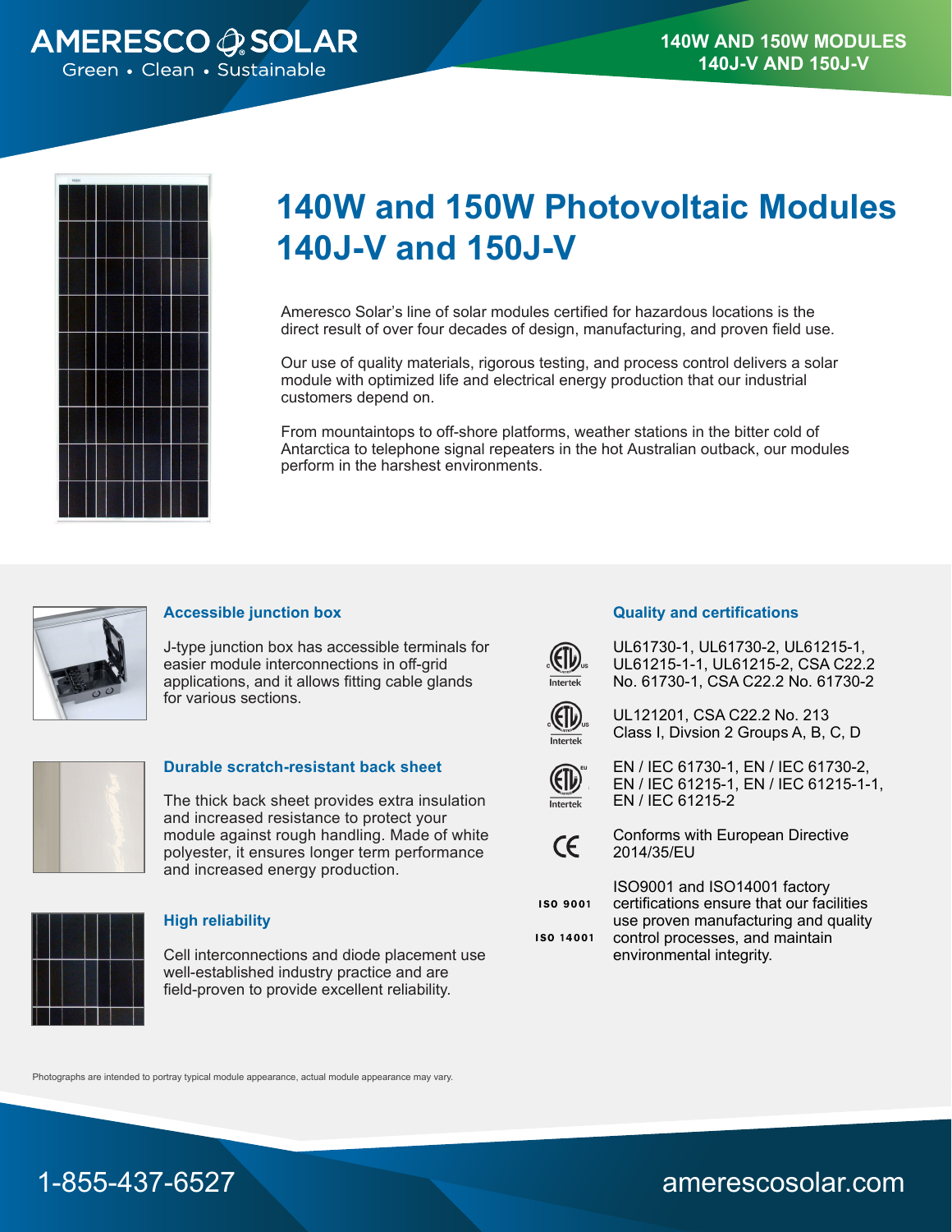AMERESCO SOLAR
Green • Clean • Sustainable

140W AND 150W MODULES
140J-V AND 150J-V

# 140W and 150W Photovoltaic Modules 140J-V and 150J-V

Ameresco Solar's line of solar modules certified for hazardous locations is the direct result of over four decades of design, manufacturing, and proven field use.

Our use of quality materials, rigorous testing, and process control delivers a solar module with optimized life and electrical energy production that our industrial customers depend on.

From mountaintops to off-shore platforms, weather stations in the bitter cold of Antarctica to telephone signal repeaters in the hot Australian outback, our modules perform in the harshest environments.

### Accessible junction box

J-type junction box has accessible terminals for easier module interconnections in off-grid applications, and it allows fitting cable glands for various sections.

### Durable scratch-resistant back sheet

The thick back sheet provides extra insulation and increased resistance to protect your module against rough handling. Made of white polyester, it ensures longer term performance and increased energy production.

### High reliability

Cell interconnections and diode placement use well-established industry practice and are field-proven to provide excellent reliability.

### Quality and certifications

UL61730-1, UL61730-2, UL61215-1, UL61215-1-1, UL61215-2, CSA C22.2 No. 61730-1, CSA C22.2 No. 61730-2

UL121201, CSA C22.2 No. 213 Class I, Divsion 2 Groups A, B, C, D

EN / IEC 61730-1, EN / IEC 61730-2, EN / IEC 61215-1, EN / IEC 61215-1-1, EN / IEC 61215-2

Conforms with European Directive 2014/35/EU

ISO 9001
ISO 14001

ISO9001 and ISO14001 factory certifications ensure that our facilities use proven manufacturing and quality control processes, and maintain environmental integrity.

Photographs are intended to portray typical module appearance, actual module appearance may vary.

1-855-437-6527

amerescosolar.com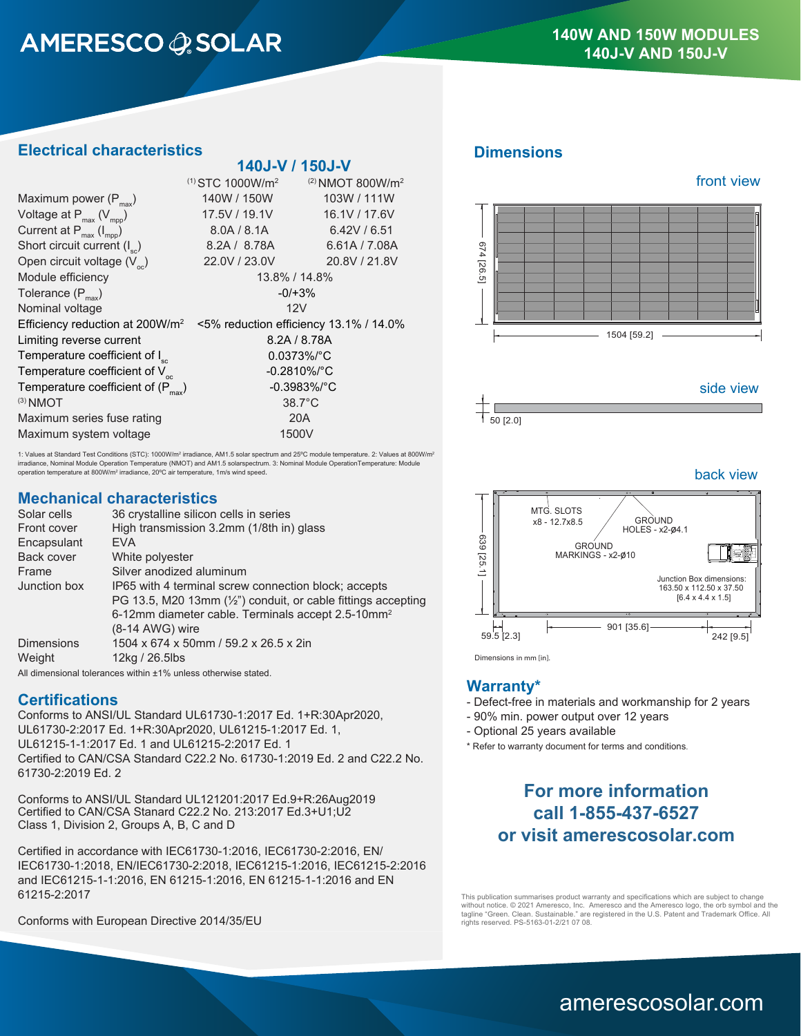# AMERESCO SOLAR

**140W AND 150W MODULES**
**140J-V AND 150J-V**

## Electrical characteristics

| | 140J-V / 150J-V | |
|---|---|---|
| | [1] STC 1000W/m² | [2] NMOT 800W/m² |
| Maximum power ($P_{max}$) | 140W / 150W | 103W / 111W |
| Voltage at $P_{max}$ ($V_{mpp}$) | 17.5V / 19.1V | 16.1V / 17.6V |
| Current at $P_{max}$ ($I_{mpp}$) | 8.0A / 8.1A | 6.42V / 6.51 |
| Short circuit current ($I_{sc}$) | 8.2A / 8.78A | 6.61A / 7.08A |
| Open circuit voltage ($V_{oc}$) | 22.0V / 23.0V | 20.8V / 21.8V |
| Module efficiency | 13.8% / 14.8% | |
| Tolerance ($P_{max}$) | -0/+3% | |
| Nominal voltage | 12V | |
| Efficiency reduction at 200W/m² | <5% reduction efficiency 13.1% / 14.0% | |
| Limiting reverse current | 8.2A / 8.78A | |
| Temperature coefficient of $I_{sc}$ | 0.0373%/°C | |
| Temperature coefficient of $V_{oc}$ | -0.2810%/°C | |
| Temperature coefficient of ($P_{max}$) | -0.3983%/°C | |
| [3] NMOT | 38.7°C | |
| Maximum series fuse rating | 20A | |
| Maximum system voltage | 1500V | |

1: Values at Standard Test Conditions (STC): 1000W/m² irradiance, AM1.5 solar spectrum and 25ºC module temperature. 2: Values at 800W/m² irradiance, Nominal Module Operation Temperature (NMOT) and AM1.5 solarspectrum. 3: Nominal Module OperationTemperature: Module operation temperature at 800W/m² irradiance, 20ºC air temperature, 1m/s wind speed.

## Mechanical characteristics

| | |
|---|---|
| Solar cells | 36 crystalline silicon cells in series |
| Front cover | High transmission 3.2mm (1/8th in) glass |
| Encapsulant | EVA |
| Back cover | White polyester |
| Frame | Silver anodized aluminum |
| Junction box | IP65 with 4 terminal screw connection block; accepts PG 13.5, M20 13mm (½") conduit, or cable fittings accepting 6-12mm diameter cable. Terminals accept 2.5-10mm² (8-14 AWG) wire |
| Dimensions | 1504 x 674 x 50mm / 59.2 x 26.5 x 2in |
| Weight | 12kg / 26.5lbs |

All dimensional tolerances within ±1% unless otherwise stated.

## Certifications

Conforms to ANSI/UL Standard UL61730-1:2017 Ed. 1+R:30Apr2020, UL61730-2:2017 Ed. 1+R:30Apr2020, UL61215-1:2017 Ed. 1, UL61215-1-1:2017 Ed. 1 and UL61215-2:2017 Ed. 1
Certified to CAN/CSA Standard C22.2 No. 61730-1:2019 Ed. 2 and C22.2 No. 61730-2:2019 Ed. 2

Conforms to ANSI/UL Standard UL121201:2017 Ed.9+R:26Aug2019
Certified to CAN/CSA Stanard C22.2 No. 213:2017 Ed.3+U1;U2
Class 1, Division 2, Groups A, B, C and D

Certified in accordance with IEC61730-1:2016, IEC61730-2:2016, EN/IEC61730-1:2018, EN/IEC61730-2:2018, IEC61215-1:2016, IEC61215-2:2016 and IEC61215-1-1:2016, EN 61215-1:2016, EN 61215-1-1:2016 and EN 61215-2:2017

Conforms with European Directive 2014/35/EU

## Dimensions

front view

674 [26.5]
1504 [59.2]

side view

50 [2.0]

back view

MTG. SLOTS x8 - 12.7x8.5
GROUND HOLES - x2-ø4.1
GROUND MARKINGS - x2-ø10
Junction Box dimensions: 163.50 x 112.50 x 37.50 [6.4 x 4.4 x 1.5]
639 [25.1]
59.5 [2.3]
901 [35.6]
242 [9.5]

Dimensions in mm [in].

## Warranty*

- Defect-free in materials and workmanship for 2 years
- 90% min. power output over 12 years
- Optional 25 years available

* Refer to warranty document for terms and conditions.

**For more information call 1-855-437-6527 or visit amerescosolar.com**

This publication summarises product warranty and specifications which are subject to change without notice. © 2021 Ameresco, Inc. Ameresco and the Ameresco logo, the orb symbol and the tagline "Green. Clean. Sustainable." are registered in the U.S. Patent and Trademark Office. All rights reserved. PS-5163-01-2/21 07 08.

amerescosolar.com